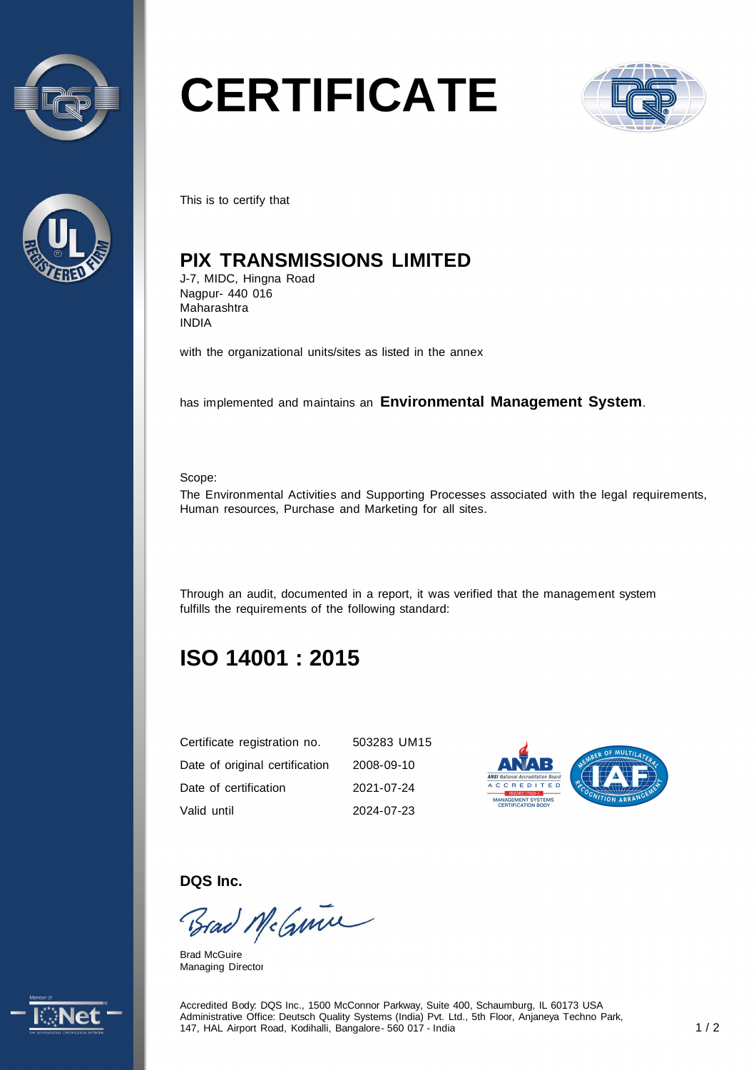# CERTIFICATE

This is to certify that

## PIX TRANSMISSIONS LIMITED

J-7, MIDC, Hingna Road
Nagpur- 440 016
Maharashtra
INDIA

with the organizational units/sites as listed in the annex

has implemented and maintains an **Environmental Management System**.

Scope:
The Environmental Activities and Supporting Processes associated with the legal requirements, Human resources, Purchase and Marketing for all sites.

Through an audit, documented in a report, it was verified that the management system fulfills the requirements of the following standard:

## ISO 14001 : 2015

| | |
|---|---|
| Certificate registration no. | 503283 UM15 |
| Date of original certification | 2008-09-10 |
| Date of certification | 2021-07-24 |
| Valid until | 2024-07-23 |

**DQS Inc.**

Brad McGuire
Managing Director

Accredited Body: DQS Inc., 1500 McConnor Parkway, Suite 400, Schaumburg, IL 60173 USA
Administrative Office: Deutsch Quality Systems (India) Pvt. Ltd., 5th Floor, Anjaneya Techno Park, 147, HAL Airport Road, Kodihalli, Bangalore- 560 017 - India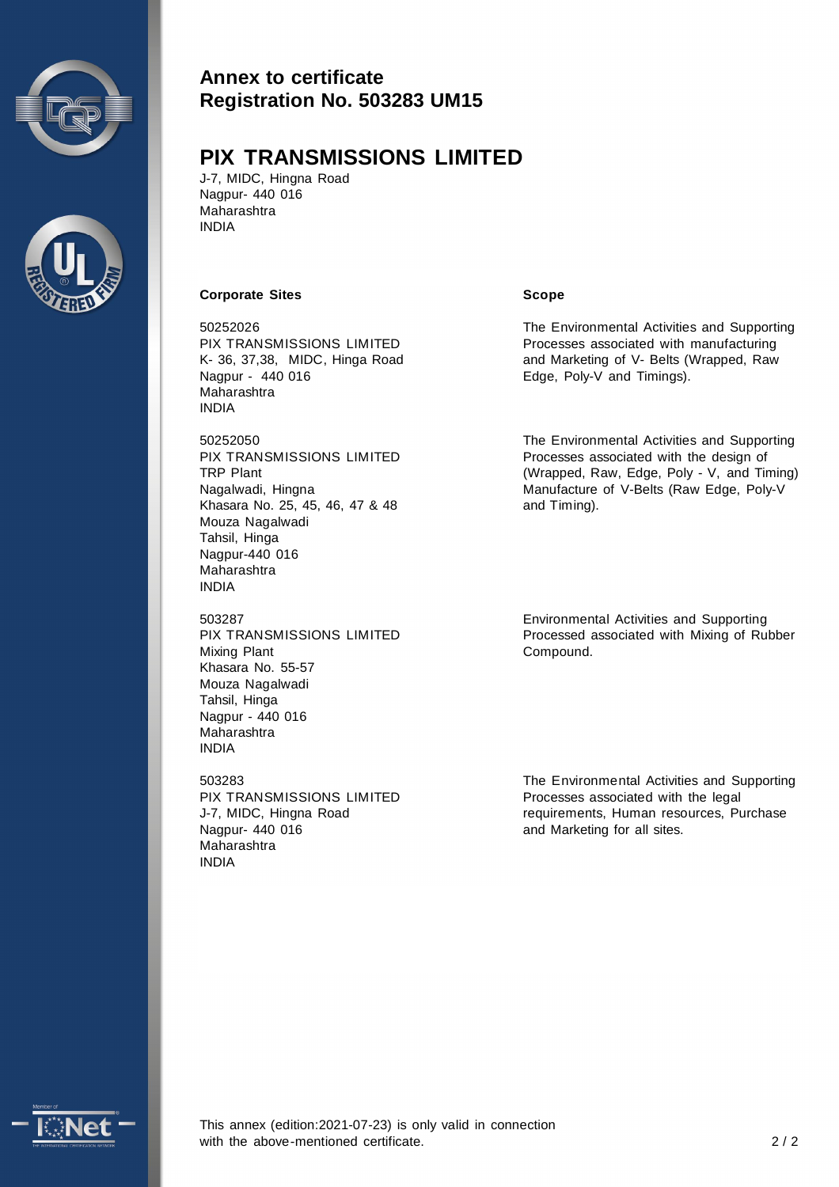# Annex to certificate
# Registration No. 503283 UM15

## PIX TRANSMISSIONS LIMITED

J-7, MIDC, Hingna Road
Nagpur- 440 016
Maharashtra
INDIA

| Corporate Sites | Scope |
|---|---|
| 50252026<br>PIX TRANSMISSIONS LIMITED<br>K- 36, 37,38, MIDC, Hinga Road<br>Nagpur - 440 016<br>Maharashtra<br>INDIA | The Environmental Activities and Supporting Processes associated with manufacturing and Marketing of V- Belts (Wrapped, Raw Edge, Poly-V and Timings). |
| 50252050<br>PIX TRANSMISSIONS LIMITED<br>TRP Plant<br>Nagalwadi, Hingna<br>Khasara No. 25, 45, 46, 47 & 48<br>Mouza Nagalwadi<br>Tahsil, Hinga<br>Nagpur-440 016<br>Maharashtra<br>INDIA | The Environmental Activities and Supporting Processes associated with the design of (Wrapped, Raw, Edge, Poly - V, and Timing) Manufacture of V-Belts (Raw Edge, Poly-V and Timing). |
| 503287<br>PIX TRANSMISSIONS LIMITED<br>Mixing Plant<br>Khasara No. 55-57<br>Mouza Nagalwadi<br>Tahsil, Hinga<br>Nagpur - 440 016<br>Maharashtra<br>INDIA | Environmental Activities and Supporting Processed associated with Mixing of Rubber Compound. |
| 503283<br>PIX TRANSMISSIONS LIMITED<br>J-7, MIDC, Hingna Road<br>Nagpur- 440 016<br>Maharashtra<br>INDIA | The Environmental Activities and Supporting Processes associated with the legal requirements, Human resources, Purchase and Marketing for all sites. |

This annex (edition:2021-07-23) is only valid in connection with the above-mentioned certificate.